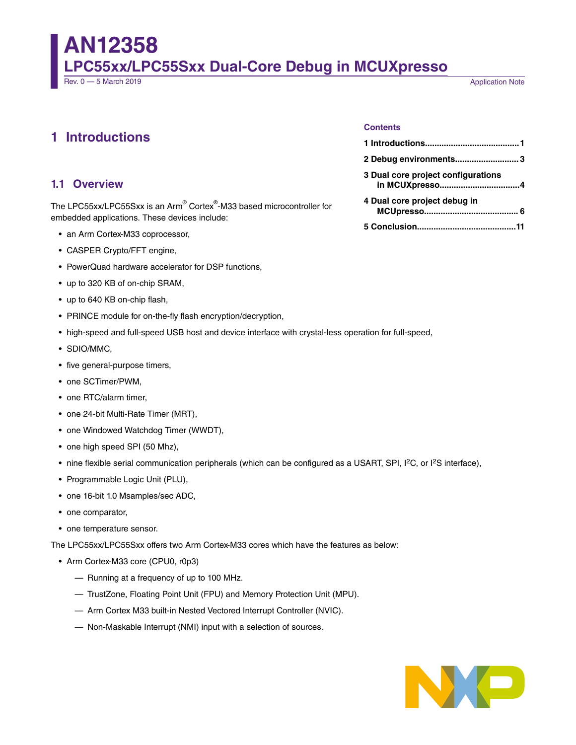# AN12358

## LPC55xx/LPC55Sxx Dual-Core Debug in MCUXpresso

Rev. 0 — 5 March 2019

Application Note

**Contents**

- 1 Introductions........................................1
- 2 Debug environments...........................3
- 3 Dual core project configurations in MCUXpresso..................................4
- 4 Dual core project debug in MCUpresso........................................ 6
- 5 Conclusion..........................................11

# 1 Introductions

## 1.1 Overview

The LPC55xx/LPC55Sxx is an Arm® Cortex®-M33 based microcontroller for embedded applications. These devices include:

- an Arm Cortex-M33 coprocessor,
- CASPER Crypto/FFT engine,
- PowerQuad hardware accelerator for DSP functions,
- up to 320 KB of on-chip SRAM,
- up to 640 KB on-chip flash,
- PRINCE module for on-the-fly flash encryption/decryption,
- high-speed and full-speed USB host and device interface with crystal-less operation for full-speed,
- SDIO/MMC,
- five general-purpose timers,
- one SCTimer/PWM,
- one RTC/alarm timer,
- one 24-bit Multi-Rate Timer (MRT),
- one Windowed Watchdog Timer (WWDT),
- one high speed SPI (50 Mhz),
- nine flexible serial communication peripherals (which can be configured as a USART, SPI, I²C, or I²S interface),
- Programmable Logic Unit (PLU),
- one 16-bit 1.0 Msamples/sec ADC,
- one comparator,
- one temperature sensor.

The LPC55xx/LPC55Sxx offers two Arm Cortex-M33 cores which have the features as below:

- Arm Cortex-M33 core (CPU0, r0p3)
  - Running at a frequency of up to 100 MHz.
  - TrustZone, Floating Point Unit (FPU) and Memory Protection Unit (MPU).
  - Arm Cortex M33 built-in Nested Vectored Interrupt Controller (NVIC).
  - Non-Maskable Interrupt (NMI) input with a selection of sources.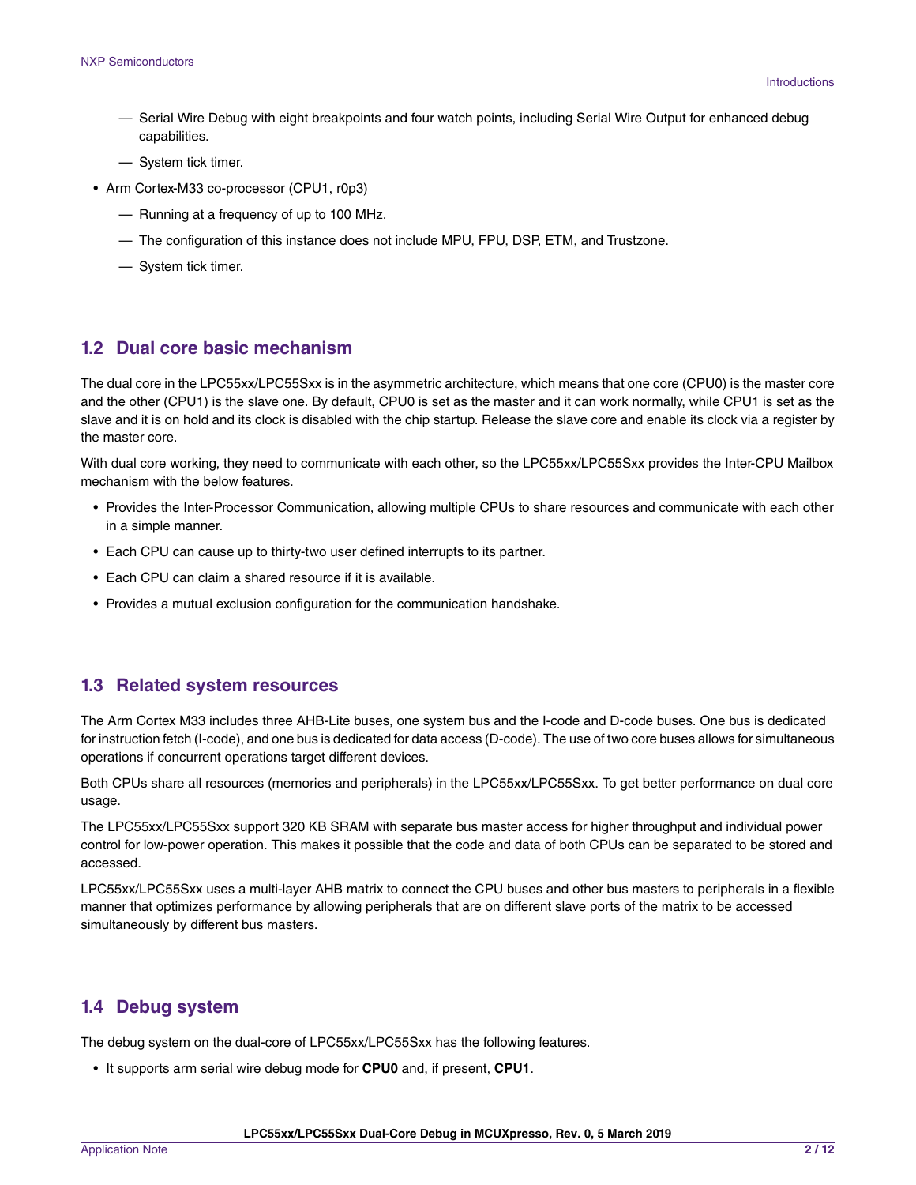- Serial Wire Debug with eight breakpoints and four watch points, including Serial Wire Output for enhanced debug capabilities.
  - System tick timer.
- Arm Cortex-M33 co-processor (CPU1, r0p3)
  - Running at a frequency of up to 100 MHz.
  - The configuration of this instance does not include MPU, FPU, DSP, ETM, and Trustzone.
  - System tick timer.

## 1.2 Dual core basic mechanism

The dual core in the LPC55xx/LPC55Sxx is in the asymmetric architecture, which means that one core (CPU0) is the master core and the other (CPU1) is the slave one. By default, CPU0 is set as the master and it can work normally, while CPU1 is set as the slave and it is on hold and its clock is disabled with the chip startup. Release the slave core and enable its clock via a register by the master core.

With dual core working, they need to communicate with each other, so the LPC55xx/LPC55Sxx provides the Inter-CPU Mailbox mechanism with the below features.

- Provides the Inter-Processor Communication, allowing multiple CPUs to share resources and communicate with each other in a simple manner.
- Each CPU can cause up to thirty-two user defined interrupts to its partner.
- Each CPU can claim a shared resource if it is available.
- Provides a mutual exclusion configuration for the communication handshake.

## 1.3 Related system resources

The Arm Cortex M33 includes three AHB-Lite buses, one system bus and the I-code and D-code buses. One bus is dedicated for instruction fetch (I-code), and one bus is dedicated for data access (D-code). The use of two core buses allows for simultaneous operations if concurrent operations target different devices.

Both CPUs share all resources (memories and peripherals) in the LPC55xx/LPC55Sxx. To get better performance on dual core usage.

The LPC55xx/LPC55Sxx support 320 KB SRAM with separate bus master access for higher throughput and individual power control for low-power operation. This makes it possible that the code and data of both CPUs can be separated to be stored and accessed.

LPC55xx/LPC55Sxx uses a multi-layer AHB matrix to connect the CPU buses and other bus masters to peripherals in a flexible manner that optimizes performance by allowing peripherals that are on different slave ports of the matrix to be accessed simultaneously by different bus masters.

## 1.4 Debug system

The debug system on the dual-core of LPC55xx/LPC55Sxx has the following features.

- It supports arm serial wire debug mode for **CPU0** and, if present, **CPU1**.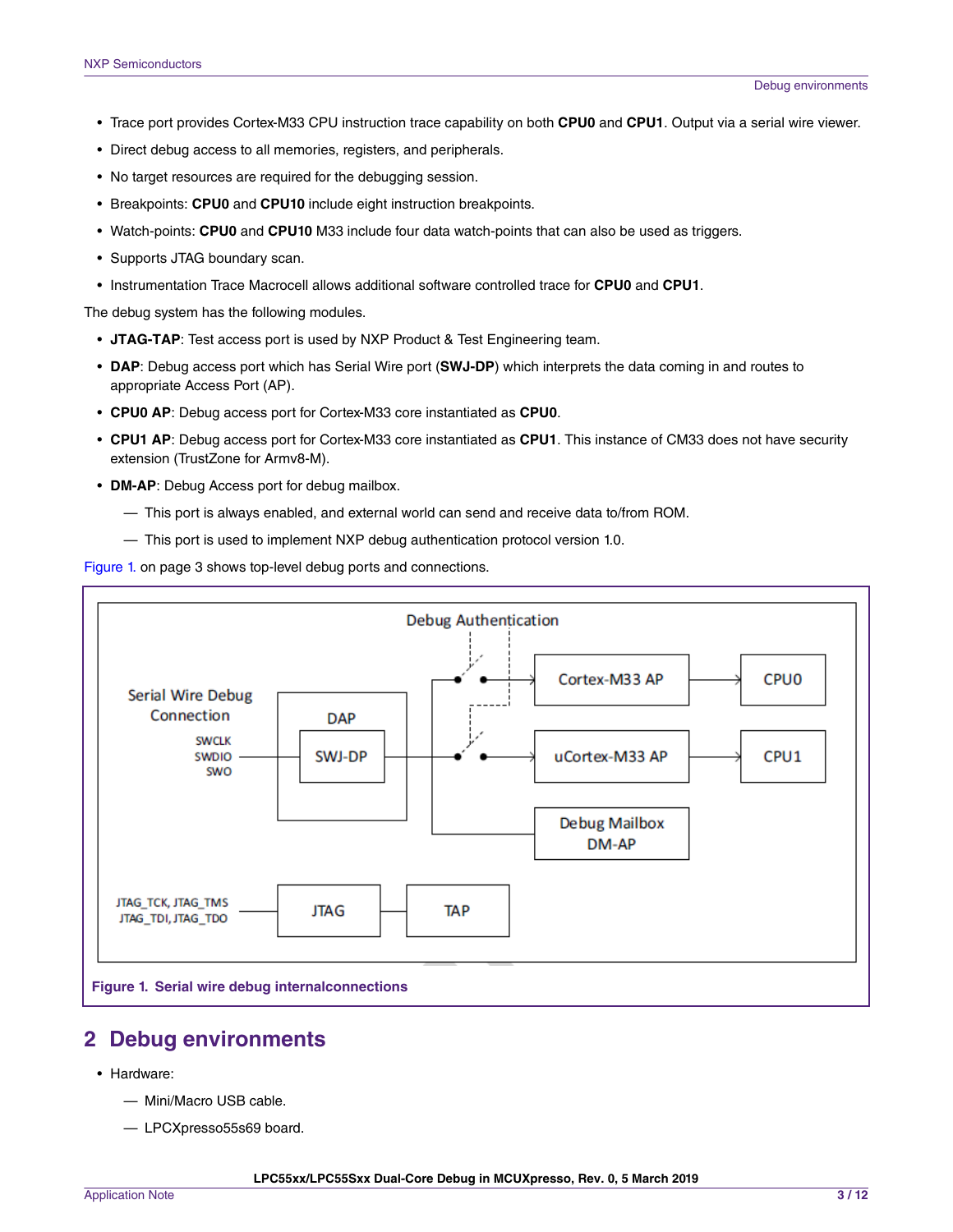- Trace port provides Cortex-M33 CPU instruction trace capability on both **CPU0** and **CPU1**. Output via a serial wire viewer.
- Direct debug access to all memories, registers, and peripherals.
- No target resources are required for the debugging session.
- Breakpoints: **CPU0** and **CPU10** include eight instruction breakpoints.
- Watch-points: **CPU0** and **CPU10** M33 include four data watch-points that can also be used as triggers.
- Supports JTAG boundary scan.
- Instrumentation Trace Macrocell allows additional software controlled trace for **CPU0** and **CPU1**.

The debug system has the following modules.

- **JTAG-TAP**: Test access port is used by NXP Product & Test Engineering team.
- **DAP**: Debug access port which has Serial Wire port (**SWJ-DP**) which interprets the data coming in and routes to appropriate Access Port (AP).
- **CPU0 AP**: Debug access port for Cortex-M33 core instantiated as **CPU0**.
- **CPU1 AP**: Debug access port for Cortex-M33 core instantiated as **CPU1**. This instance of CM33 does not have security extension (TrustZone for Armv8-M).
- **DM-AP**: Debug Access port for debug mailbox.
  - This port is always enabled, and external world can send and receive data to/from ROM.
  - This port is used to implement NXP debug authentication protocol version 1.0.

Figure 1. on page 3 shows top-level debug ports and connections.

**Figure 1. Serial wire debug internalconnections**

## 2 Debug environments

- Hardware:
  - Mini/Macro USB cable.
  - LPCXpresso55s69 board.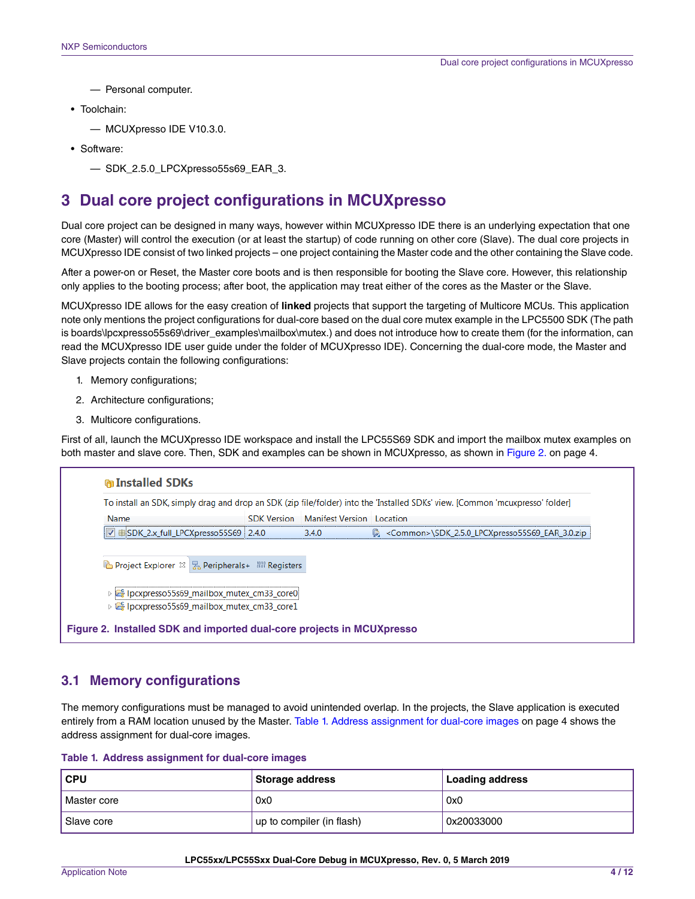— Personal computer.

- Toolchain:
  — MCUXpresso IDE V10.3.0.
- Software:
  — SDK_2.5.0_LPCXpresso55s69_EAR_3.

# 3 Dual core project configurations in MCUXpresso

Dual core project can be designed in many ways, however within MCUXpresso IDE there is an underlying expectation that one core (Master) will control the execution (or at least the startup) of code running on other core (Slave). The dual core projects in MCUXpresso IDE consist of two linked projects – one project containing the Master code and the other containing the Slave code.

After a power-on or Reset, the Master core boots and is then responsible for booting the Slave core. However, this relationship only applies to the booting process; after boot, the application may treat either of the cores as the Master or the Slave.

MCUXpresso IDE allows for the easy creation of **linked** projects that support the targeting of Multicore MCUs. This application note only mentions the project configurations for dual-core based on the dual core mutex example in the LPC5500 SDK (The path is boards\lpcxpresso55s69\driver_examples\mailbox\mutex.) and does not introduce how to create them (for the information, can read the MCUXpresso IDE user guide under the folder of MCUXpresso IDE). Concerning the dual-core mode, the Master and Slave projects contain the following configurations:

1. Memory configurations;
2. Architecture configurations;
3. Multicore configurations.

First of all, launch the MCUXpresso IDE workspace and install the LPC55S69 SDK and import the mailbox mutex examples on both master and slave core. Then, SDK and examples can be shown in MCUXpresso, as shown in Figure 2. on page 4.

**Installed SDKs**

To install an SDK, simply drag and drop an SDK (zip file/folder) into the 'Installed SDKs' view. [Common 'mcuxpresso' folder]

| Name | SDK Version | Manifest Version | Location |
|---|---|---|---|
| SDK_2.x_full_LPCXpresso55S69 | 2.4.0 | 3.4.0 | <Common>\SDK_2.5.0_LPCXpresso55S69_EAR_3.0.zip |

Project Explorer | Peripherals+ | Registers

- lpcxpresso55s69_mailbox_mutex_cm33_core0
- lpcxpresso55s69_mailbox_mutex_cm33_core1

**Figure 2. Installed SDK and imported dual-core projects in MCUXpresso**

## 3.1 Memory configurations

The memory configurations must be managed to avoid unintended overlap. In the projects, the Slave application is executed entirely from a RAM location unused by the Master. Table 1. Address assignment for dual-core images on page 4 shows the address assignment for dual-core images.

**Table 1. Address assignment for dual-core images**

| CPU | Storage address | Loading address |
|---|---|---|
| Master core | 0x0 | 0x0 |
| Slave core | up to compiler (in flash) | 0x20033000 |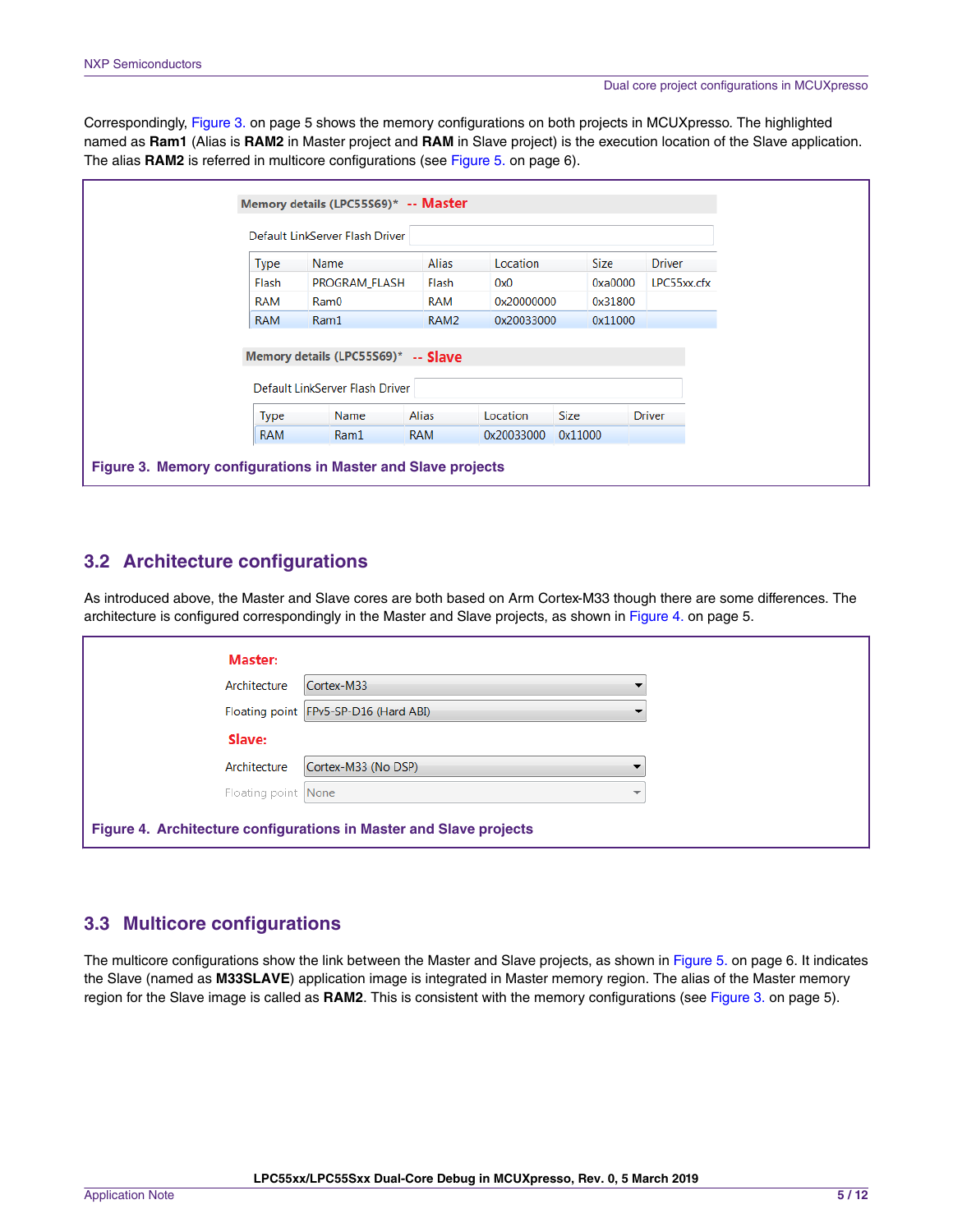Correspondingly, Figure 3. on page 5 shows the memory configurations on both projects in MCUXpresso. The highlighted named as **Ram1** (Alias is **RAM2** in Master project and **RAM** in Slave project) is the execution location of the Slave application. The alias **RAM2** is referred in multicore configurations (see Figure 5. on page 6).

**Memory details (LPC55S69)* -- Master**

Default LinkServer Flash Driver

| Type | Name | Alias | Location | Size | Driver |
|---|---|---|---|---|---|
| Flash | PROGRAM_FLASH | Flash | 0x0 | 0xa0000 | LPC55xx.cfx |
| RAM | Ram0 | RAM | 0x20000000 | 0x31800 | |
| RAM | Ram1 | RAM2 | 0x20033000 | 0x11000 | |

**Memory details (LPC55S69)* -- Slave**

Default LinkServer Flash Driver

| Type | Name | Alias | Location | Size | Driver |
|---|---|---|---|---|---|
| RAM | Ram1 | RAM | 0x20033000 | 0x11000 | |

**Figure 3. Memory configurations in Master and Slave projects**

## 3.2 Architecture configurations

As introduced above, the Master and Slave cores are both based on Arm Cortex-M33 though there are some differences. The architecture is configured correspondingly in the Master and Slave projects, as shown in Figure 4. on page 5.

**Master:**

| | |
|---|---|
| Architecture | Cortex-M33 |
| Floating point | FPv5-SP-D16 (Hard ABI) |

**Slave:**

| | |
|---|---|
| Architecture | Cortex-M33 (No DSP) |
| Floating point | None |

**Figure 4. Architecture configurations in Master and Slave projects**

## 3.3 Multicore configurations

The multicore configurations show the link between the Master and Slave projects, as shown in Figure 5. on page 6. It indicates the Slave (named as **M33SLAVE**) application image is integrated in Master memory region. The alias of the Master memory region for the Slave image is called as **RAM2**. This is consistent with the memory configurations (see Figure 3. on page 5).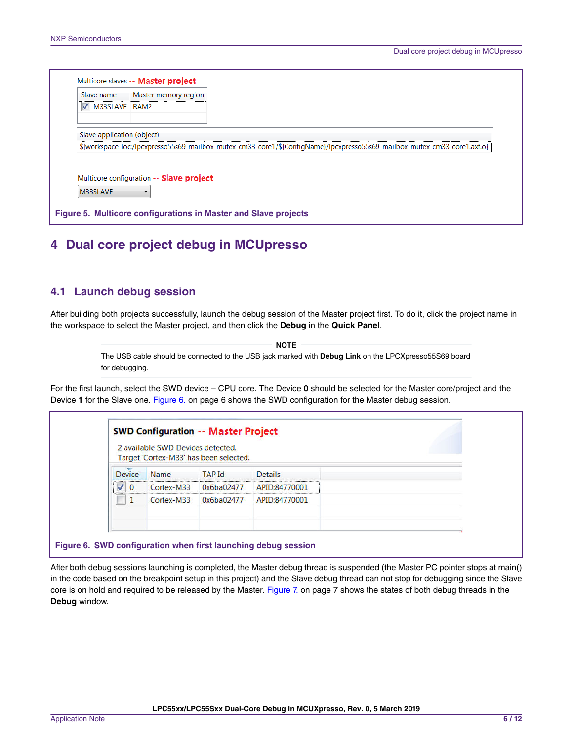Multicore slaves -- Master project

| Slave name | Master memory region |
| --- | --- |
| ☑ M33SLAVE | RAM2 |

Slave application (object)

${workspace_loc:/lpcxpresso55s69_mailbox_mutex_cm33_core1/${ConfigName}/lpcxpresso55s69_mailbox_mutex_cm33_core1.axf.o}

Multicore configuration -- Slave project

M33SLAVE

**Figure 5. Multicore configurations in Master and Slave projects**

# 4 Dual core project debug in MCUpresso

## 4.1 Launch debug session

After building both projects successfully, launch the debug session of the Master project first. To do it, click the project name in the workspace to select the Master project, and then click the **Debug** in the **Quick Panel**.

**NOTE**

The USB cable should be connected to the USB jack marked with **Debug Link** on the LPCXpresso55S69 board for debugging.

For the first launch, select the SWD device – CPU core. The Device **0** should be selected for the Master core/project and the Device **1** for the Slave one. Figure 6. on page 6 shows the SWD configuration for the Master debug session.

**SWD Configuration -- Master Project**

2 available SWD Devices detected.
Target 'Cortex-M33' has been selected.

| Device | Name | TAP Id | Details |
| --- | --- | --- | --- |
| ☑ 0 | Cortex-M33 | 0x6ba02477 | APID:84770001 |
| ☐ 1 | Cortex-M33 | 0x6ba02477 | APID:84770001 |

**Figure 6. SWD configuration when first launching debug session**

After both debug sessions launching is completed, the Master debug thread is suspended (the Master PC pointer stops at main() in the code based on the breakpoint setup in this project) and the Slave debug thread can not stop for debugging since the Slave core is on hold and required to be released by the Master. Figure 7. on page 7 shows the states of both debug threads in the **Debug** window.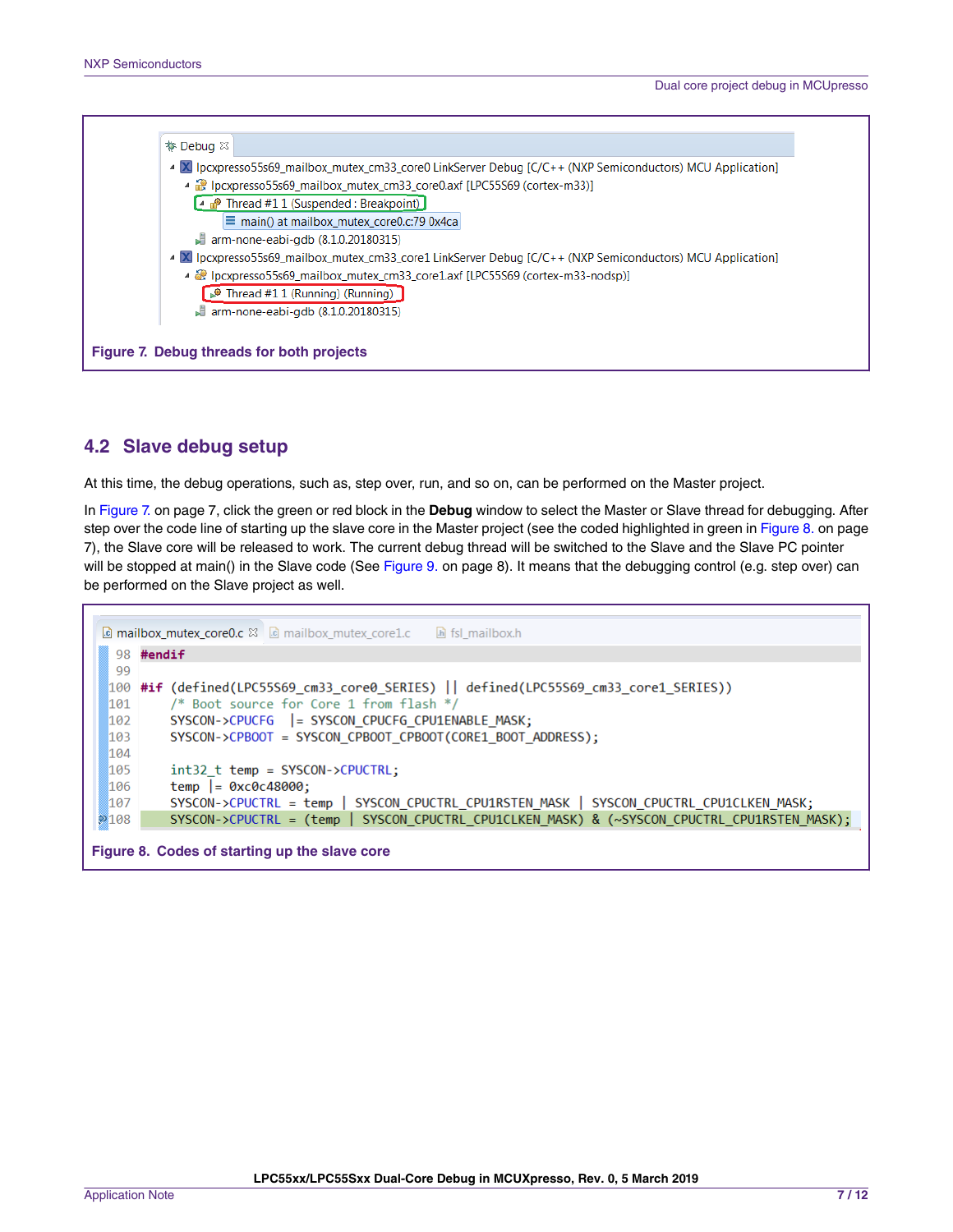Debug

- lpcxpresso55s69_mailbox_mutex_cm33_core0 LinkServer Debug [C/C++ (NXP Semiconductors) MCU Application]
  - lpcxpresso55s69_mailbox_mutex_cm33_core0.axf [LPC55S69 (cortex-m33)]
    - Thread #1 1 (Suspended : Breakpoint)
      - main() at mailbox_mutex_core0.c:79 0x4ca
  - arm-none-eabi-gdb (8.1.0.20180315)
- lpcxpresso55s69_mailbox_mutex_cm33_core1 LinkServer Debug [C/C++ (NXP Semiconductors) MCU Application]
  - lpcxpresso55s69_mailbox_mutex_cm33_core1.axf [LPC55S69 (cortex-m33-nodsp)]
    - Thread #1 1 (Running) (Running)
  - arm-none-eabi-gdb (8.1.0.20180315)

**Figure 7. Debug threads for both projects**

## 4.2 Slave debug setup

At this time, the debug operations, such as, step over, run, and so on, can be performed on the Master project.

In Figure 7. on page 7, click the green or red block in the **Debug** window to select the Master or Slave thread for debugging. After step over the code line of starting up the slave core in the Master project (see the coded highlighted in green in Figure 8. on page 7), the Slave core will be released to work. The current debug thread will be switched to the Slave and the Slave PC pointer will be stopped at main() in the Slave code (See Figure 9. on page 8). It means that the debugging control (e.g. step over) can be performed on the Slave project as well.

mailbox_mutex_core0.c | mailbox_mutex_core1.c | fsl_mailbox.h

```
98  #endif
99
100 #if (defined(LPC55S69_cm33_core0_SERIES) || defined(LPC55S69_cm33_core1_SERIES))
101     /* Boot source for Core 1 from flash */
102     SYSCON->CPUCFG  |= SYSCON_CPUCFG_CPU1ENABLE_MASK;
103     SYSCON->CPBOOT  = SYSCON_CPBOOT_CPBOOT(CORE1_BOOT_ADDRESS);
104
105     int32_t temp = SYSCON->CPUCTRL;
106     temp |= 0xc0c48000;
107     SYSCON->CPUCTRL = temp | SYSCON_CPUCTRL_CPU1RSTEN_MASK | SYSCON_CPUCTRL_CPU1CLKEN_MASK;
108     SYSCON->CPUCTRL = (temp | SYSCON_CPUCTRL_CPU1CLKEN_MASK) & (~SYSCON_CPUCTRL_CPU1RSTEN_MASK);
```

**Figure 8. Codes of starting up the slave core**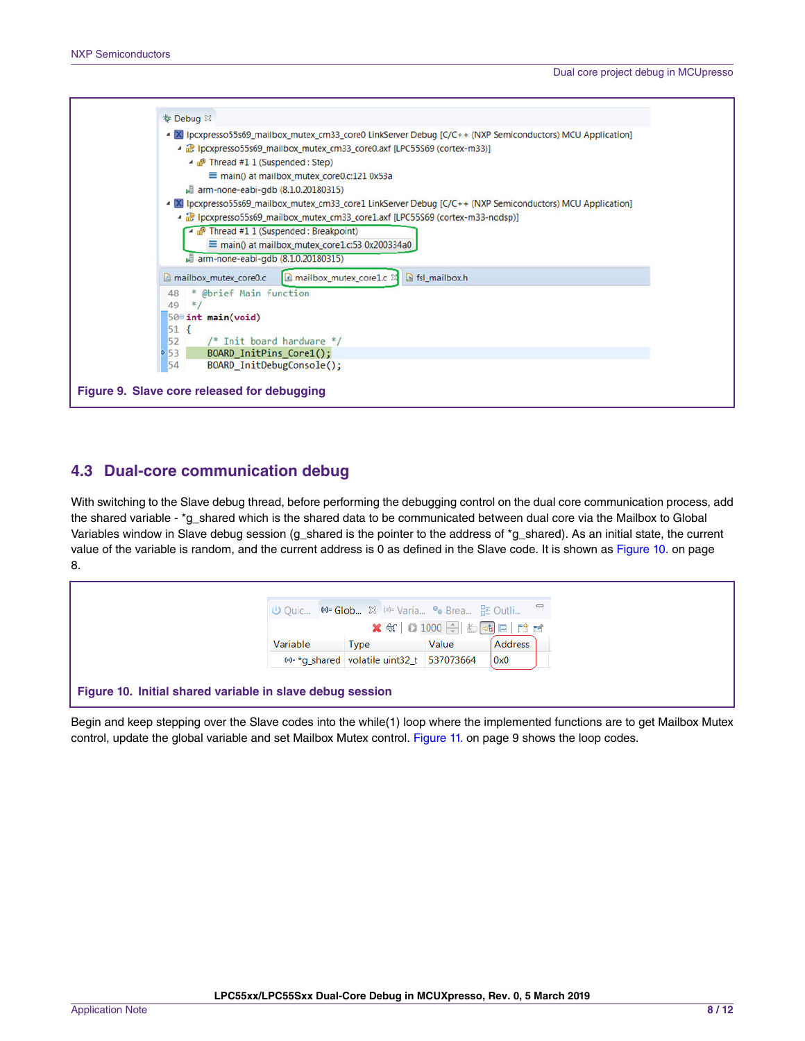Figure 9. Slave core released for debugging

## 4.3 Dual-core communication debug

With switching to the Slave debug thread, before performing the debugging control on the dual core communication process, add the shared variable - *g_shared which is the shared data to be communicated between dual core via the Mailbox to Global Variables window in Slave debug session (g_shared is the pointer to the address of *g_shared). As an initial state, the current value of the variable is random, and the current address is 0 as defined in the Slave code. It is shown as Figure 10. on page 8.

Figure 10. Initial shared variable in slave debug session

Begin and keep stepping over the Slave codes into the while(1) loop where the implemented functions are to get Mailbox Mutex control, update the global variable and set Mailbox Mutex control. Figure 11. on page 9 shows the loop codes.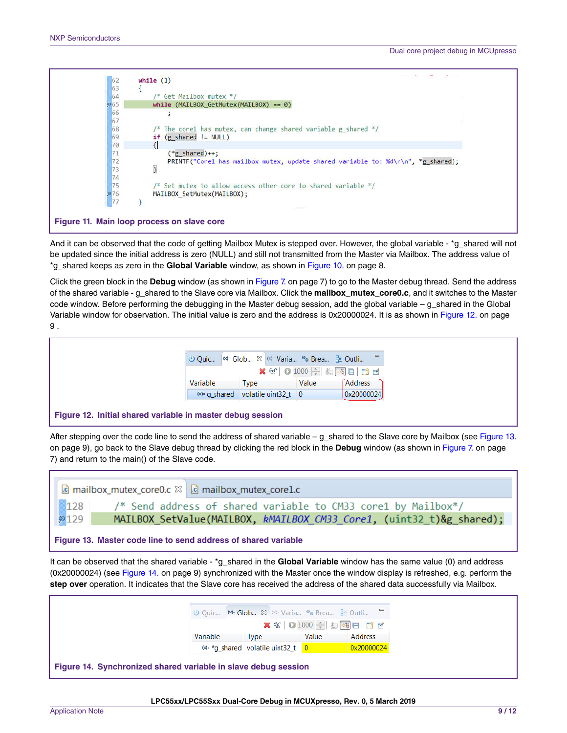```
62      while (1)
63      {
64          /* Get Mailbox mutex */
65          while (MAILBOX_GetMutex(MAILBOX) == 0)
66              ;
67
68          /* The core1 has mutex, can change shared variable g_shared */
69          if (g_shared != NULL)
70          {
71              (*g_shared)++;
72              PRINTF("Core1 has mailbox mutex, update shared variable to: %d\r\n", *g_shared);
73          }
74
75          /* Set mutex to allow access other core to shared variable */
76          MAILBOX_SetMutex(MAILBOX);
77      }
```

**Figure 11. Main loop process on slave core**

And it can be observed that the code of getting Mailbox Mutex is stepped over. However, the global variable - *g_shared will not be updated since the initial address is zero (NULL) and still not transmitted from the Master via Mailbox. The address value of *g_shared keeps as zero in the **Global Variable** window, as shown in Figure 10. on page 8.

Click the green block in the **Debug** window (as shown in Figure 7. on page 7) to go to the Master debug thread. Send the address of the shared variable - g_shared to the Slave core via Mailbox. Click the **mailbox_mutex_core0.c**, and it switches to the Master code window. Before performing the debugging in the Master debug session, add the global variable – g_shared in the Global Variable window for observation. The initial value is zero and the address is 0x20000024. It is as shown in Figure 12. on page 9 .

| Variable | Type | Value | Address |
|---|---|---|---|
| g_shared | volatile uint32_t | 0 | 0x20000024 |

**Figure 12. Initial shared variable in master debug session**

After stepping over the code line to send the address of shared variable – g_shared to the Slave core by Mailbox (see Figure 13. on page 9), go back to the Slave debug thread by clicking the red block in the **Debug** window (as shown in Figure 7. on page 7) and return to the main() of the Slave code.

```
128     /* Send address of shared variable to CM33 core1 by Mailbox*/
129     MAILBOX_SetValue(MAILBOX, kMAILBOX_CM33_Core1, (uint32_t)&g_shared);
```

**Figure 13. Master code line to send address of shared variable**

It can be observed that the shared variable - *g_shared in the **Global Variable** window has the same value (0) and address (0x20000024) (see Figure 14. on page 9) synchronized with the Master once the window display is refreshed, e.g. perform the **step over** operation. It indicates that the Slave core has received the address of the shared data successfully via Mailbox.

| Variable | Type | Value | Address |
|---|---|---|---|
| *g_shared | volatile uint32_t | 0 | 0x20000024 |

**Figure 14. Synchronized shared variable in slave debug session**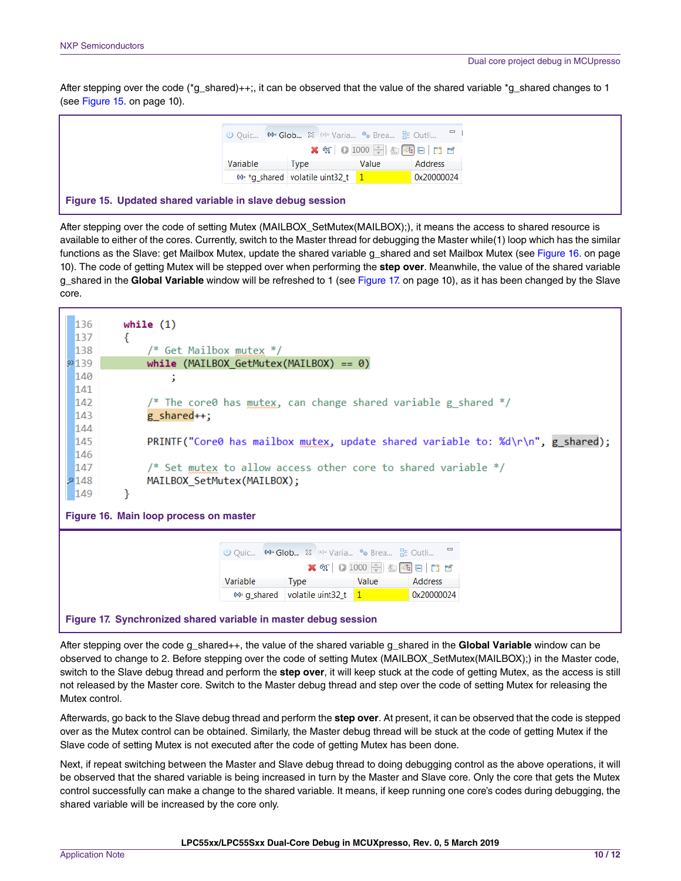After stepping over the code (*g_shared)++;, it can be observed that the value of the shared variable *g_shared changes to 1 (see Figure 15. on page 10).

| Variable | Type | Value | Address |
|---|---|---|---|
| *g_shared | volatile uint32_t | 1 | 0x20000024 |

**Figure 15. Updated shared variable in slave debug session**

After stepping over the code of setting Mutex (MAILBOX_SetMutex(MAILBOX);), it means the access to shared resource is available to either of the cores. Currently, switch to the Master thread for debugging the Master while(1) loop which has the similar functions as the Slave: get Mailbox Mutex, update the shared variable g_shared and set Mailbox Mutex (see Figure 16. on page 10). The code of getting Mutex will be stepped over when performing the **step over**. Meanwhile, the value of the shared variable g_shared in the **Global Variable** window will be refreshed to 1 (see Figure 17. on page 10), as it has been changed by the Slave core.

```
136     while (1)
137     {
138         /* Get Mailbox mutex */
139         while (MAILBOX_GetMutex(MAILBOX) == 0)
140             ;
141 
142         /* The core0 has mutex, can change shared variable g_shared */
143         g_shared++;
144 
145         PRINTF("Core0 has mailbox mutex, update shared variable to: %d\r\n", g_shared);
146 
147         /* Set mutex to allow access other core to shared variable */
148         MAILBOX_SetMutex(MAILBOX);
149     }
```

**Figure 16. Main loop process on master**

| Variable | Type | Value | Address |
|---|---|---|---|
| g_shared | volatile uint32_t | 1 | 0x20000024 |

**Figure 17. Synchronized shared variable in master debug session**

After stepping over the code g_shared++, the value of the shared variable g_shared in the **Global Variable** window can be observed to change to 2. Before stepping over the code of setting Mutex (MAILBOX_SetMutex(MAILBOX);) in the Master code, switch to the Slave debug thread and perform the **step over**, it will keep stuck at the code of getting Mutex, as the access is still not released by the Master core. Switch to the Master debug thread and step over the code of setting Mutex for releasing the Mutex control.

Afterwards, go back to the Slave debug thread and perform the **step over**. At present, it can be observed that the code is stepped over as the Mutex control can be obtained. Similarly, the Master debug thread will be stuck at the code of getting Mutex if the Slave code of setting Mutex is not executed after the code of getting Mutex has been done.

Next, if repeat switching between the Master and Slave debug thread to doing debugging control as the above operations, it will be observed that the shared variable is being increased in turn by the Master and Slave core. Only the core that gets the Mutex control successfully can make a change to the shared variable. It means, if keep running one core's codes during debugging, the shared variable will be increased by the core only.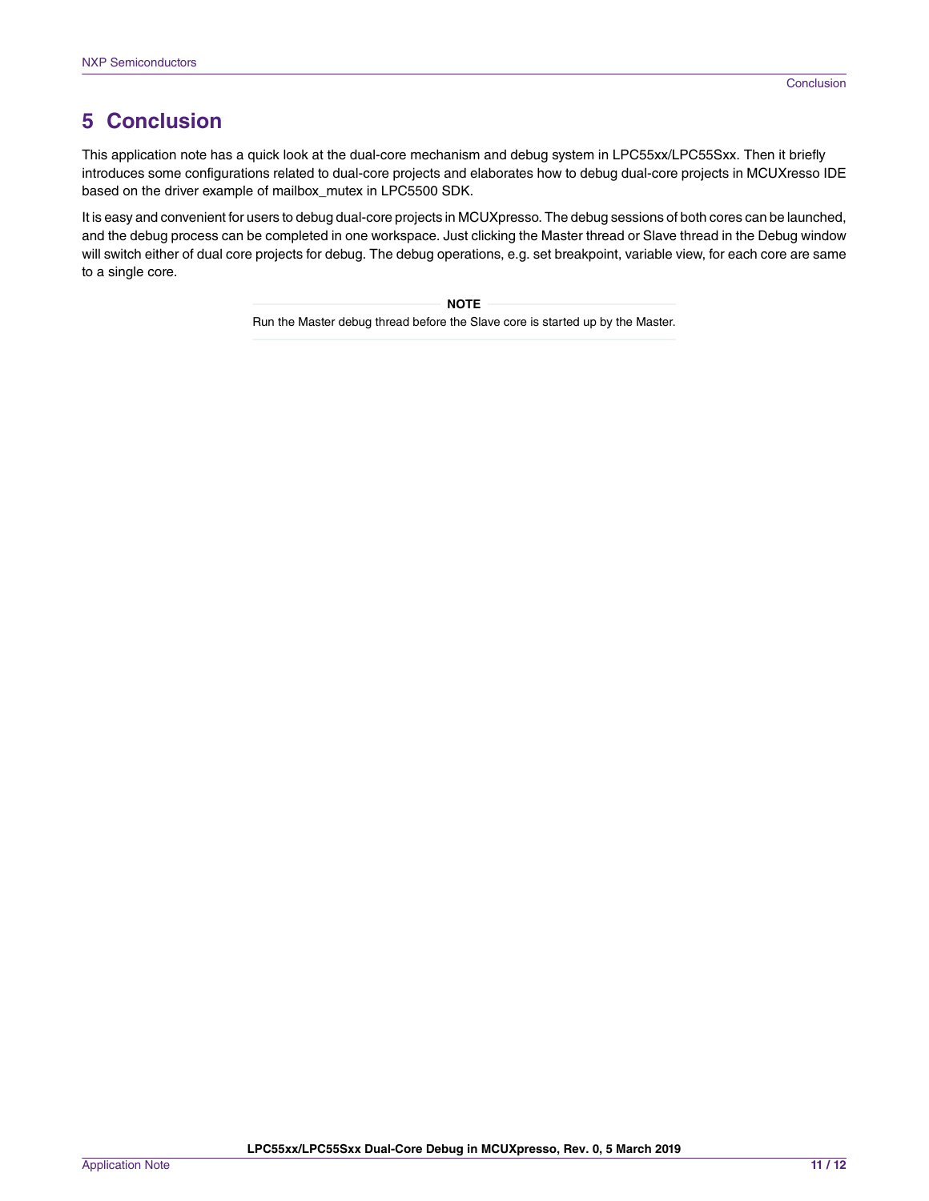## 5 Conclusion

This application note has a quick look at the dual-core mechanism and debug system in LPC55xx/LPC55Sxx. Then it briefly introduces some configurations related to dual-core projects and elaborates how to debug dual-core projects in MCUXresso IDE based on the driver example of mailbox_mutex in LPC5500 SDK.

It is easy and convenient for users to debug dual-core projects in MCUXpresso. The debug sessions of both cores can be launched, and the debug process can be completed in one workspace. Just clicking the Master thread or Slave thread in the Debug window will switch either of dual core projects for debug. The debug operations, e.g. set breakpoint, variable view, for each core are same to a single core.

**NOTE**

Run the Master debug thread before the Slave core is started up by the Master.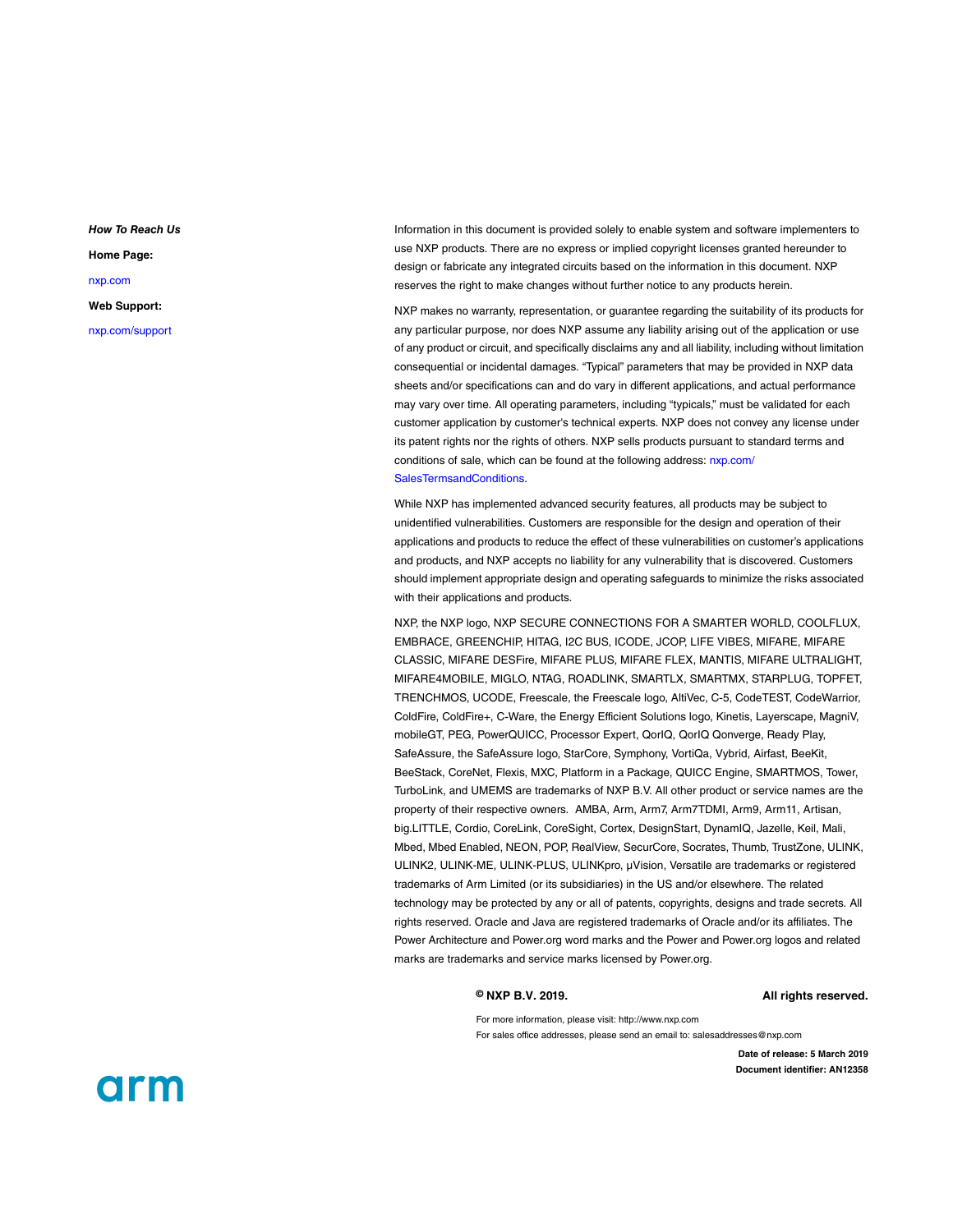***How To Reach Us***

**Home Page:**

nxp.com

**Web Support:**

nxp.com/support

Information in this document is provided solely to enable system and software implementers to use NXP products. There are no express or implied copyright licenses granted hereunder to design or fabricate any integrated circuits based on the information in this document. NXP reserves the right to make changes without further notice to any products herein.

NXP makes no warranty, representation, or guarantee regarding the suitability of its products for any particular purpose, nor does NXP assume any liability arising out of the application or use of any product or circuit, and specifically disclaims any and all liability, including without limitation consequential or incidental damages. “Typical” parameters that may be provided in NXP data sheets and/or specifications can and do vary in different applications, and actual performance may vary over time. All operating parameters, including “typicals,” must be validated for each customer application by customer's technical experts. NXP does not convey any license under its patent rights nor the rights of others. NXP sells products pursuant to standard terms and conditions of sale, which can be found at the following address: nxp.com/SalesTermsandConditions.

While NXP has implemented advanced security features, all products may be subject to unidentified vulnerabilities. Customers are responsible for the design and operation of their applications and products to reduce the effect of these vulnerabilities on customer’s applications and products, and NXP accepts no liability for any vulnerability that is discovered. Customers should implement appropriate design and operating safeguards to minimize the risks associated with their applications and products.

NXP, the NXP logo, NXP SECURE CONNECTIONS FOR A SMARTER WORLD, COOLFLUX, EMBRACE, GREENCHIP, HITAG, I2C BUS, ICODE, JCOP, LIFE VIBES, MIFARE, MIFARE CLASSIC, MIFARE DESFire, MIFARE PLUS, MIFARE FLEX, MANTIS, MIFARE ULTRALIGHT, MIFARE4MOBILE, MIGLO, NTAG, ROADLINK, SMARTLX, SMARTMX, STARPLUG, TOPFET, TRENCHMOS, UCODE, Freescale, the Freescale logo, AltiVec, C-5, CodeTEST, CodeWarrior, ColdFire, ColdFire+, C-Ware, the Energy Efficient Solutions logo, Kinetis, Layerscape, MagniV, mobileGT, PEG, PowerQUICC, Processor Expert, QorIQ, QorIQ Qonverge, Ready Play, SafeAssure, the SafeAssure logo, StarCore, Symphony, VortiQa, Vybrid, Airfast, BeeKit, BeeStack, CoreNet, Flexis, MXC, Platform in a Package, QUICC Engine, SMARTMOS, Tower, TurboLink, and UMEMS are trademarks of NXP B.V. All other product or service names are the property of their respective owners. AMBA, Arm, Arm7, Arm7TDMI, Arm9, Arm11, Artisan, big.LITTLE, Cordio, CoreLink, CoreSight, Cortex, DesignStart, DynamIQ, Jazelle, Keil, Mali, Mbed, Mbed Enabled, NEON, POP, RealView, SecurCore, Socrates, Thumb, TrustZone, ULINK, ULINK2, ULINK-ME, ULINK-PLUS, ULINKpro, µVision, Versatile are trademarks or registered trademarks of Arm Limited (or its subsidiaries) in the US and/or elsewhere. The related technology may be protected by any or all of patents, copyrights, designs and trade secrets. All rights reserved. Oracle and Java are registered trademarks of Oracle and/or its affiliates. The Power Architecture and Power.org word marks and the Power and Power.org logos and related marks are trademarks and service marks licensed by Power.org.

**© NXP B.V. 2019.** **All rights reserved.**

For more information, please visit: http://www.nxp.com

For sales office addresses, please send an email to: salesaddresses@nxp.com

**Date of release: 5 March 2019**

**Document identifier: AN12358**

arm